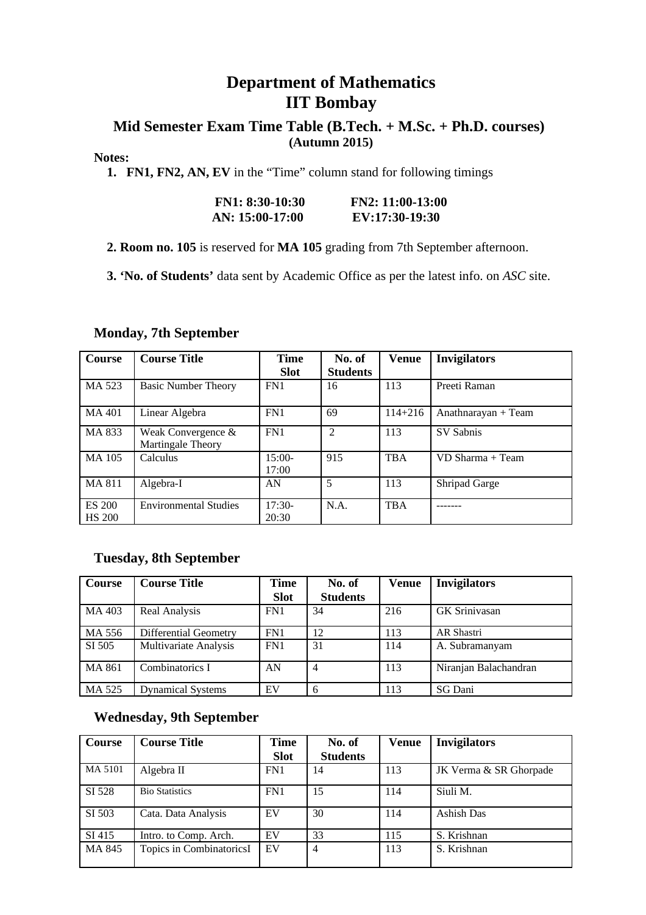# Department of Mathematics
# IIT Bombay

## Mid Semester Exam Time Table (B.Tech. + M.Sc. + Ph.D. courses)
**(Autumn 2015)**

**Notes:**

1. **FN1, FN2, AN, EV** in the "Time" column stand for following timings

   **FN1: 8:30-10:30** **FN2: 11:00-13:00**
   **AN: 15:00-17:00** **EV:17:30-19:30**

2. **Room no. 105** is reserved for **MA 105** grading from 7th September afternoon.

3. **'No. of Students'** data sent by Academic Office as per the latest info. on *ASC* site.

### Monday, 7th September

| Course | Course Title | Time Slot | No. of Students | Venue | Invigilators |
|---|---|---|---|---|---|
| MA 523 | Basic Number Theory | FN1 | 16 | 113 | Preeti Raman |
| MA 401 | Linear Algebra | FN1 | 69 | 114+216 | Anathnarayan + Team |
| MA 833 | Weak Convergence & Martingale Theory | FN1 | 2 | 113 | SV Sabnis |
| MA 105 | Calculus | 15:00-17:00 | 915 | TBA | VD Sharma + Team |
| MA 811 | Algebra-I | AN | 5 | 113 | Shripad Garge |
| ES 200 HS 200 | Environmental Studies | 17:30-20:30 | N.A. | TBA | ------- |

### Tuesday, 8th September

| Course | Course Title | Time Slot | No. of Students | Venue | Invigilators |
|---|---|---|---|---|---|
| MA 403 | Real Analysis | FN1 | 34 | 216 | GK Srinivasan |
| MA 556 | Differential Geometry | FN1 | 12 | 113 | AR Shastri |
| SI 505 | Multivariate Analysis | FN1 | 31 | 114 | A. Subramanyam |
| MA 861 | Combinatorics I | AN | 4 | 113 | Niranjan Balachandran |
| MA 525 | Dynamical Systems | EV | 6 | 113 | SG Dani |

### Wednesday, 9th September

| Course | Course Title | Time Slot | No. of Students | Venue | Invigilators |
|---|---|---|---|---|---|
| MA 5101 | Algebra II | FN1 | 14 | 113 | JK Verma & SR Ghorpade |
| SI 528 | Bio Statistics | FN1 | 15 | 114 | Siuli M. |
| SI 503 | Cata. Data Analysis | EV | 30 | 114 | Ashish Das |
| SI 415 | Intro. to Comp. Arch. | EV | 33 | 115 | S. Krishnan |
| MA 845 | Topics in CombinatoricsI | EV | 4 | 113 | S. Krishnan |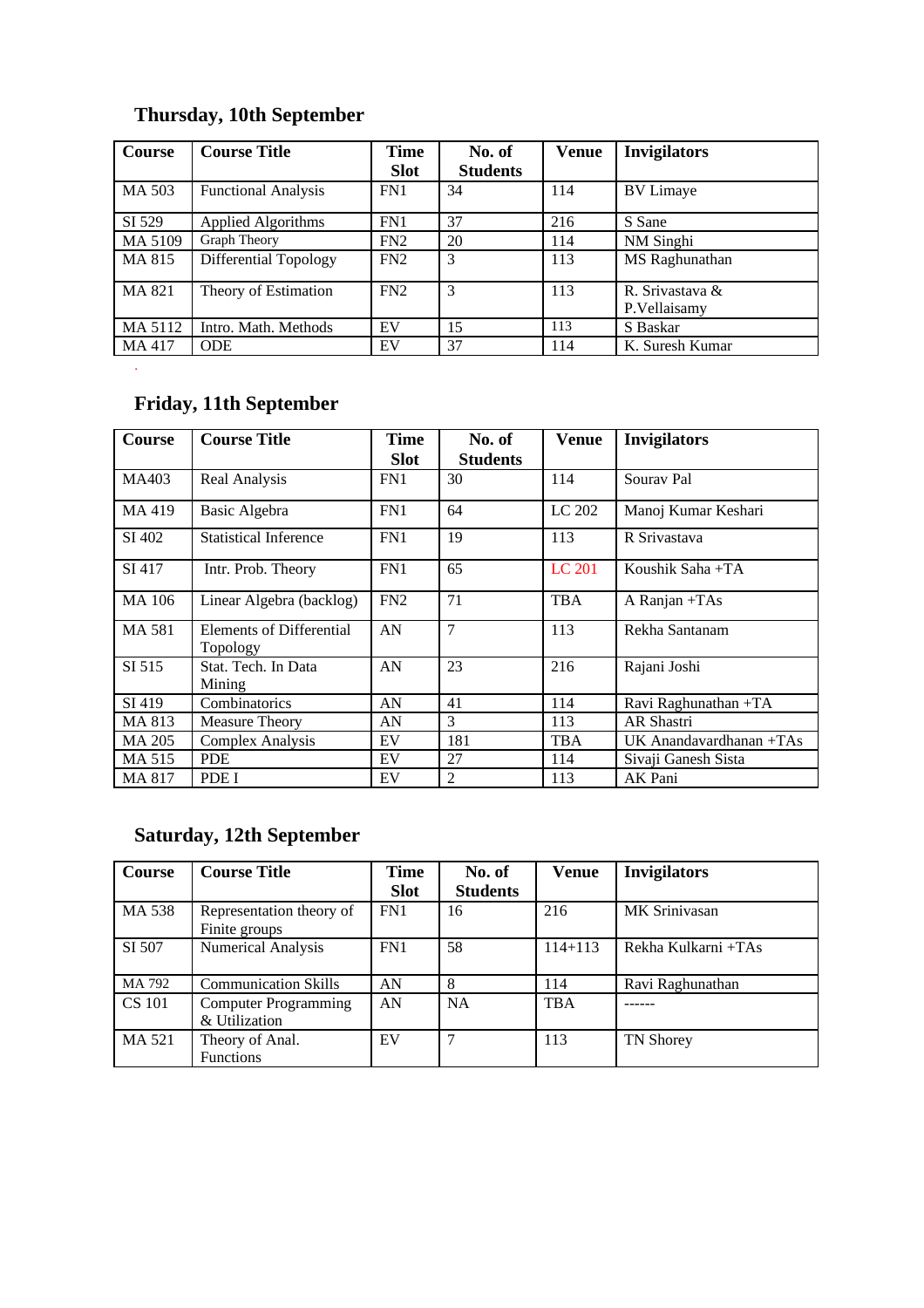## Thursday, 10th September

| Course | Course Title | Time Slot | No. of Students | Venue | Invigilators |
|---|---|---|---|---|---|
| MA 503 | Functional Analysis | FN1 | 34 | 114 | BV Limaye |
| SI 529 | Applied Algorithms | FN1 | 37 | 216 | S Sane |
| MA 5109 | Graph Theory | FN2 | 20 | 114 | NM Singhi |
| MA 815 | Differential Topology | FN2 | 3 | 113 | MS Raghunathan |
| MA 821 | Theory of Estimation | FN2 | 3 | 113 | R. Srivastava & P.Vellaisamy |
| MA 5112 | Intro. Math. Methods | EV | 15 | 113 | S Baskar |
| MA 417 | ODE | EV | 37 | 114 | K. Suresh Kumar |

.

## Friday, 11th September

| Course | Course Title | Time Slot | No. of Students | Venue | Invigilators |
|---|---|---|---|---|---|
| MA403 | Real Analysis | FN1 | 30 | 114 | Sourav Pal |
| MA 419 | Basic Algebra | FN1 | 64 | LC 202 | Manoj Kumar Keshari |
| SI 402 | Statistical Inference | FN1 | 19 | 113 | R Srivastava |
| SI 417 | Intr. Prob. Theory | FN1 | 65 | LC 201 | Koushik Saha +TA |
| MA 106 | Linear Algebra (backlog) | FN2 | 71 | TBA | A Ranjan +TAs |
| MA 581 | Elements of Differential Topology | AN | 7 | 113 | Rekha Santanam |
| SI 515 | Stat. Tech. In Data Mining | AN | 23 | 216 | Rajani Joshi |
| SI 419 | Combinatorics | AN | 41 | 114 | Ravi Raghunathan +TA |
| MA 813 | Measure Theory | AN | 3 | 113 | AR Shastri |
| MA 205 | Complex Analysis | EV | 181 | TBA | UK Anandavardhanan +TAs |
| MA 515 | PDE | EV | 27 | 114 | Sivaji Ganesh Sista |
| MA 817 | PDE I | EV | 2 | 113 | AK Pani |

## Saturday, 12th September

| Course | Course Title | Time Slot | No. of Students | Venue | Invigilators |
|---|---|---|---|---|---|
| MA 538 | Representation theory of Finite groups | FN1 | 16 | 216 | MK Srinivasan |
| SI 507 | Numerical Analysis | FN1 | 58 | 114+113 | Rekha Kulkarni +TAs |
| MA 792 | Communication Skills | AN | 8 | 114 | Ravi Raghunathan |
| CS 101 | Computer Programming & Utilization | AN | NA | TBA | ------ |
| MA 521 | Theory of Anal. Functions | EV | 7 | 113 | TN Shorey |